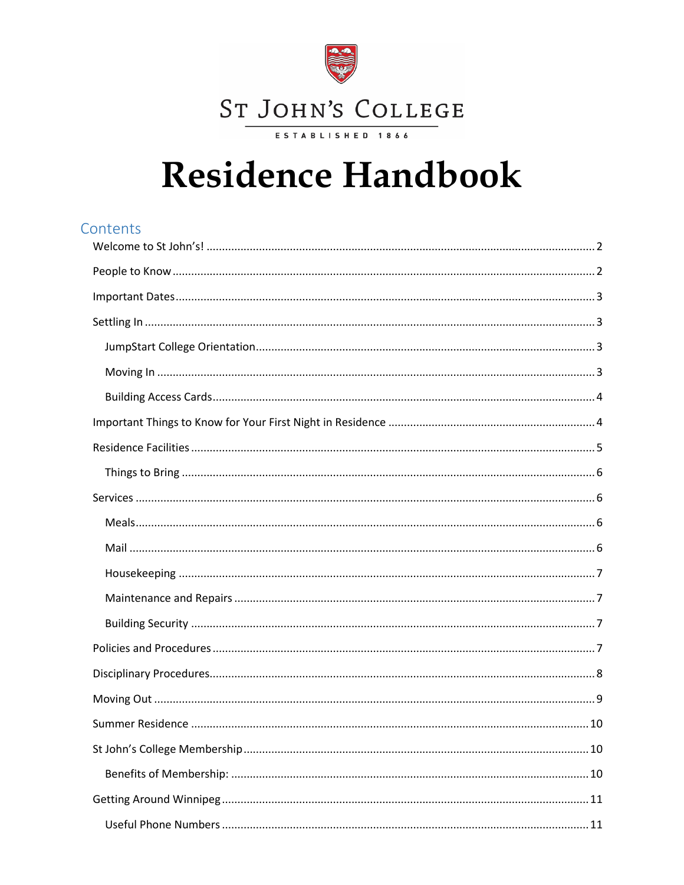ST JOHN'S COLLEGE

ESTABLISHED 1866

# Residence Handbook

## Contents

- Welcome to St John's! .......... 2
- People to Know .......... 2
- Important Dates .......... 3
- Settling In .......... 3
  - JumpStart College Orientation .......... 3
  - Moving In .......... 3
  - Building Access Cards .......... 4
- Important Things to Know for Your First Night in Residence .......... 4
- Residence Facilities .......... 5
  - Things to Bring .......... 6
- Services .......... 6
  - Meals .......... 6
  - Mail .......... 6
  - Housekeeping .......... 7
  - Maintenance and Repairs .......... 7
  - Building Security .......... 7
- Policies and Procedures .......... 7
- Disciplinary Procedures .......... 8
- Moving Out .......... 9
- Summer Residence .......... 10
- St John's College Membership .......... 10
  - Benefits of Membership: .......... 10
- Getting Around Winnipeg .......... 11
  - Useful Phone Numbers .......... 11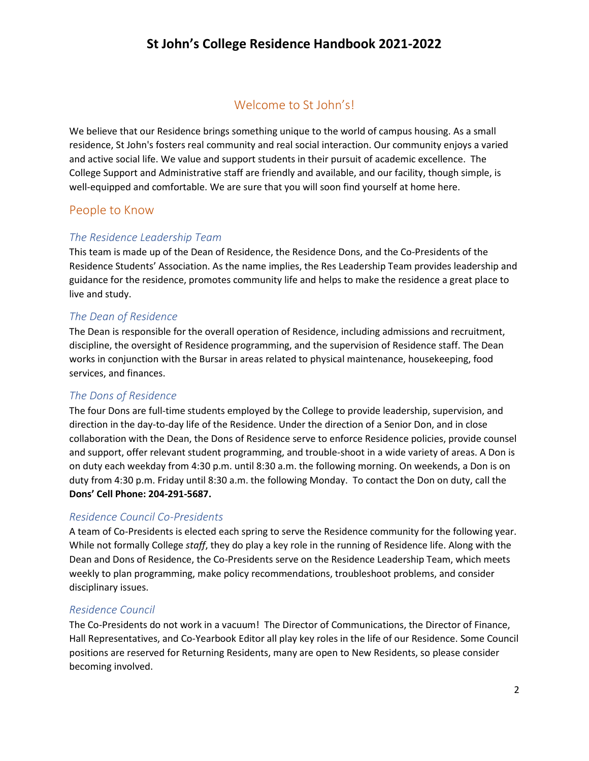# St John's College Residence Handbook 2021-2022

## Welcome to St John's!

We believe that our Residence brings something unique to the world of campus housing. As a small residence, St John's fosters real community and real social interaction. Our community enjoys a varied and active social life. We value and support students in their pursuit of academic excellence. The College Support and Administrative staff are friendly and available, and our facility, though simple, is well-equipped and comfortable. We are sure that you will soon find yourself at home here.

## People to Know

### *The Residence Leadership Team*

This team is made up of the Dean of Residence, the Residence Dons, and the Co-Presidents of the Residence Students' Association. As the name implies, the Res Leadership Team provides leadership and guidance for the residence, promotes community life and helps to make the residence a great place to live and study.

### *The Dean of Residence*

The Dean is responsible for the overall operation of Residence, including admissions and recruitment, discipline, the oversight of Residence programming, and the supervision of Residence staff. The Dean works in conjunction with the Bursar in areas related to physical maintenance, housekeeping, food services, and finances.

### *The Dons of Residence*

The four Dons are full-time students employed by the College to provide leadership, supervision, and direction in the day-to-day life of the Residence. Under the direction of a Senior Don, and in close collaboration with the Dean, the Dons of Residence serve to enforce Residence policies, provide counsel and support, offer relevant student programming, and trouble-shoot in a wide variety of areas. A Don is on duty each weekday from 4:30 p.m. until 8:30 a.m. the following morning. On weekends, a Don is on duty from 4:30 p.m. Friday until 8:30 a.m. the following Monday. To contact the Don on duty, call the **Dons' Cell Phone: 204-291-5687.**

### *Residence Council Co-Presidents*

A team of Co-Presidents is elected each spring to serve the Residence community for the following year. While not formally College *staff*, they do play a key role in the running of Residence life. Along with the Dean and Dons of Residence, the Co-Presidents serve on the Residence Leadership Team, which meets weekly to plan programming, make policy recommendations, troubleshoot problems, and consider disciplinary issues.

### *Residence Council*

The Co-Presidents do not work in a vacuum! The Director of Communications, the Director of Finance, Hall Representatives, and Co-Yearbook Editor all play key roles in the life of our Residence. Some Council positions are reserved for Returning Residents, many are open to New Residents, so please consider becoming involved.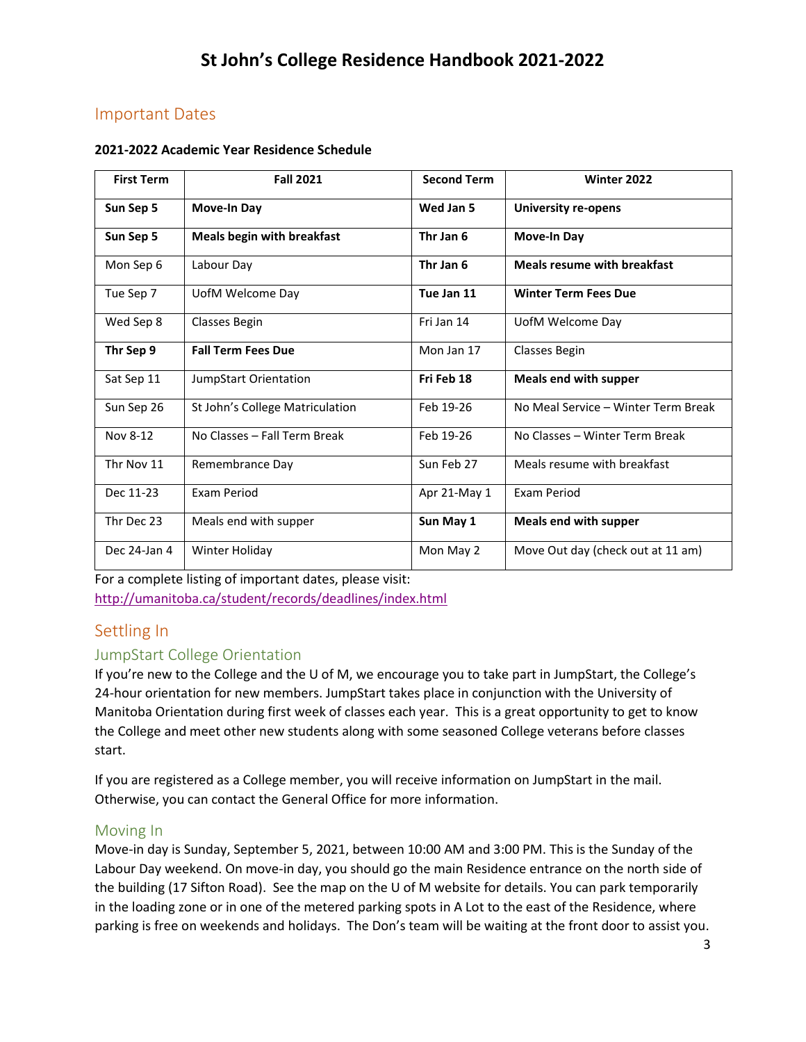## Important Dates

**2021-2022 Academic Year Residence Schedule**

| First Term | Fall 2021 | Second Term | Winter 2022 |
|---|---|---|---|
| **Sun Sep 5** | **Move-In Day** | **Wed Jan 5** | **University re-opens** |
| **Sun Sep 5** | **Meals begin with breakfast** | **Thr Jan 6** | **Move-In Day** |
| Mon Sep 6 | Labour Day | **Thr Jan 6** | **Meals resume with breakfast** |
| Tue Sep 7 | UofM Welcome Day | **Tue Jan 11** | **Winter Term Fees Due** |
| Wed Sep 8 | Classes Begin | Fri Jan 14 | UofM Welcome Day |
| **Thr Sep 9** | **Fall Term Fees Due** | Mon Jan 17 | Classes Begin |
| Sat Sep 11 | JumpStart Orientation | **Fri Feb 18** | **Meals end with supper** |
| Sun Sep 26 | St John's College Matriculation | Feb 19-26 | No Meal Service – Winter Term Break |
| Nov 8-12 | No Classes – Fall Term Break | Feb 19-26 | No Classes – Winter Term Break |
| Thr Nov 11 | Remembrance Day | Sun Feb 27 | Meals resume with breakfast |
| Dec 11-23 | Exam Period | Apr 21-May 1 | Exam Period |
| Thr Dec 23 | Meals end with supper | **Sun May 1** | **Meals end with supper** |
| Dec 24-Jan 4 | Winter Holiday | Mon May 2 | Move Out day (check out at 11 am) |

For a complete listing of important dates, please visit:
http://umanitoba.ca/student/records/deadlines/index.html

## Settling In

### JumpStart College Orientation

If you're new to the College and the U of M, we encourage you to take part in JumpStart, the College's 24-hour orientation for new members. JumpStart takes place in conjunction with the University of Manitoba Orientation during first week of classes each year. This is a great opportunity to get to know the College and meet other new students along with some seasoned College veterans before classes start.

If you are registered as a College member, you will receive information on JumpStart in the mail. Otherwise, you can contact the General Office for more information.

### Moving In

Move-in day is Sunday, September 5, 2021, between 10:00 AM and 3:00 PM. This is the Sunday of the Labour Day weekend. On move-in day, you should go the main Residence entrance on the north side of the building (17 Sifton Road). See the map on the U of M website for details. You can park temporarily in the loading zone or in one of the metered parking spots in A Lot to the east of the Residence, where parking is free on weekends and holidays. The Don's team will be waiting at the front door to assist you.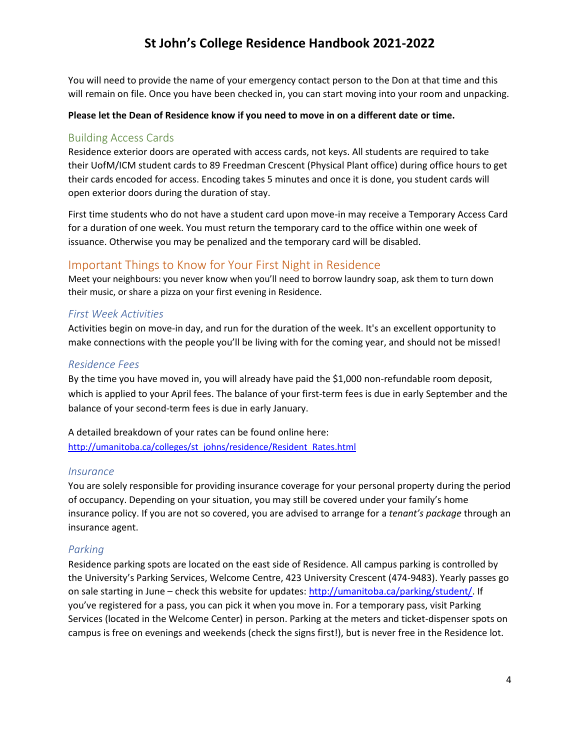You will need to provide the name of your emergency contact person to the Don at that time and this will remain on file. Once you have been checked in, you can start moving into your room and unpacking.

**Please let the Dean of Residence know if you need to move in on a different date or time.**

## Building Access Cards

Residence exterior doors are operated with access cards, not keys. All students are required to take their UofM/ICM student cards to 89 Freedman Crescent (Physical Plant office) during office hours to get their cards encoded for access. Encoding takes 5 minutes and once it is done, you student cards will open exterior doors during the duration of stay.

First time students who do not have a student card upon move-in may receive a Temporary Access Card for a duration of one week. You must return the temporary card to the office within one week of issuance. Otherwise you may be penalized and the temporary card will be disabled.

## Important Things to Know for Your First Night in Residence

Meet your neighbours: you never know when you'll need to borrow laundry soap, ask them to turn down their music, or share a pizza on your first evening in Residence.

### *First Week Activities*

Activities begin on move-in day, and run for the duration of the week. It's an excellent opportunity to make connections with the people you'll be living with for the coming year, and should not be missed!

### *Residence Fees*

By the time you have moved in, you will already have paid the $1,000 non-refundable room deposit, which is applied to your April fees. The balance of your first-term fees is due in early September and the balance of your second-term fees is due in early January.

A detailed breakdown of your rates can be found online here:
[http://umanitoba.ca/colleges/st_johns/residence/Resident_Rates.html](http://umanitoba.ca/colleges/st_johns/residence/Resident_Rates.html)

### *Insurance*

You are solely responsible for providing insurance coverage for your personal property during the period of occupancy. Depending on your situation, you may still be covered under your family's home insurance policy. If you are not so covered, you are advised to arrange for a *tenant's package* through an insurance agent.

### *Parking*

Residence parking spots are located on the east side of Residence. All campus parking is controlled by the University's Parking Services, Welcome Centre, 423 University Crescent (474-9483). Yearly passes go on sale starting in June – check this website for updates: [http://umanitoba.ca/parking/student/](http://umanitoba.ca/parking/student/). If you've registered for a pass, you can pick it when you move in. For a temporary pass, visit Parking Services (located in the Welcome Center) in person. Parking at the meters and ticket-dispenser spots on campus is free on evenings and weekends (check the signs first!), but is never free in the Residence lot.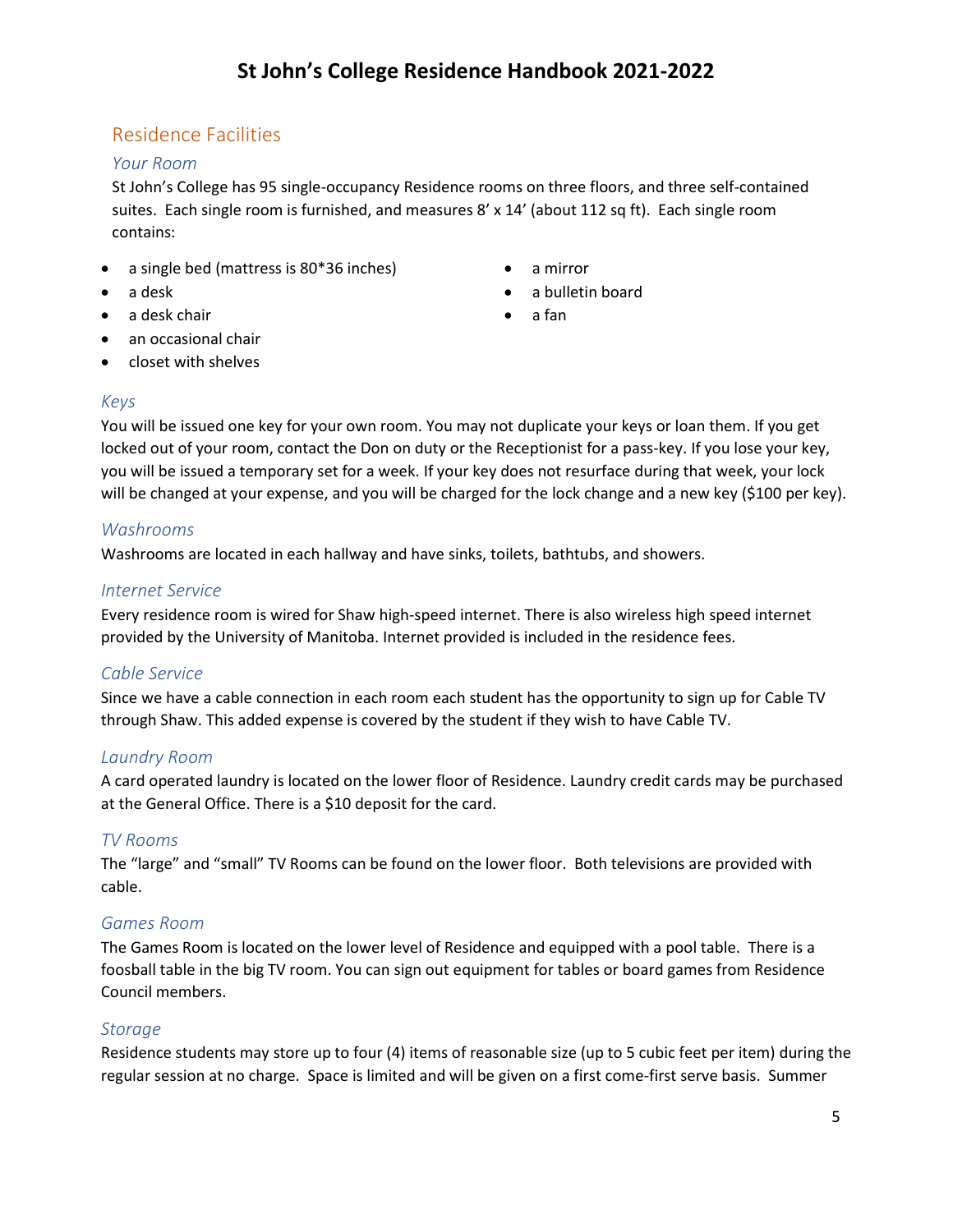## Residence Facilities

### *Your Room*

St John's College has 95 single-occupancy Residence rooms on three floors, and three self-contained suites. Each single room is furnished, and measures 8' x 14' (about 112 sq ft). Each single room contains:

- a single bed (mattress is 80*36 inches)
- a desk
- a desk chair
- an occasional chair
- closet with shelves
- a mirror
- a bulletin board
- a fan

### *Keys*

You will be issued one key for your own room. You may not duplicate your keys or loan them. If you get locked out of your room, contact the Don on duty or the Receptionist for a pass-key. If you lose your key, you will be issued a temporary set for a week. If your key does not resurface during that week, your lock will be changed at your expense, and you will be charged for the lock change and a new key ($100 per key).

### *Washrooms*

Washrooms are located in each hallway and have sinks, toilets, bathtubs, and showers.

### *Internet Service*

Every residence room is wired for Shaw high-speed internet. There is also wireless high speed internet provided by the University of Manitoba. Internet provided is included in the residence fees.

### *Cable Service*

Since we have a cable connection in each room each student has the opportunity to sign up for Cable TV through Shaw. This added expense is covered by the student if they wish to have Cable TV.

### *Laundry Room*

A card operated laundry is located on the lower floor of Residence. Laundry credit cards may be purchased at the General Office. There is a $10 deposit for the card.

### *TV Rooms*

The "large" and "small" TV Rooms can be found on the lower floor. Both televisions are provided with cable.

### *Games Room*

The Games Room is located on the lower level of Residence and equipped with a pool table. There is a foosball table in the big TV room. You can sign out equipment for tables or board games from Residence Council members.

### *Storage*

Residence students may store up to four (4) items of reasonable size (up to 5 cubic feet per item) during the regular session at no charge. Space is limited and will be given on a first come-first serve basis. Summer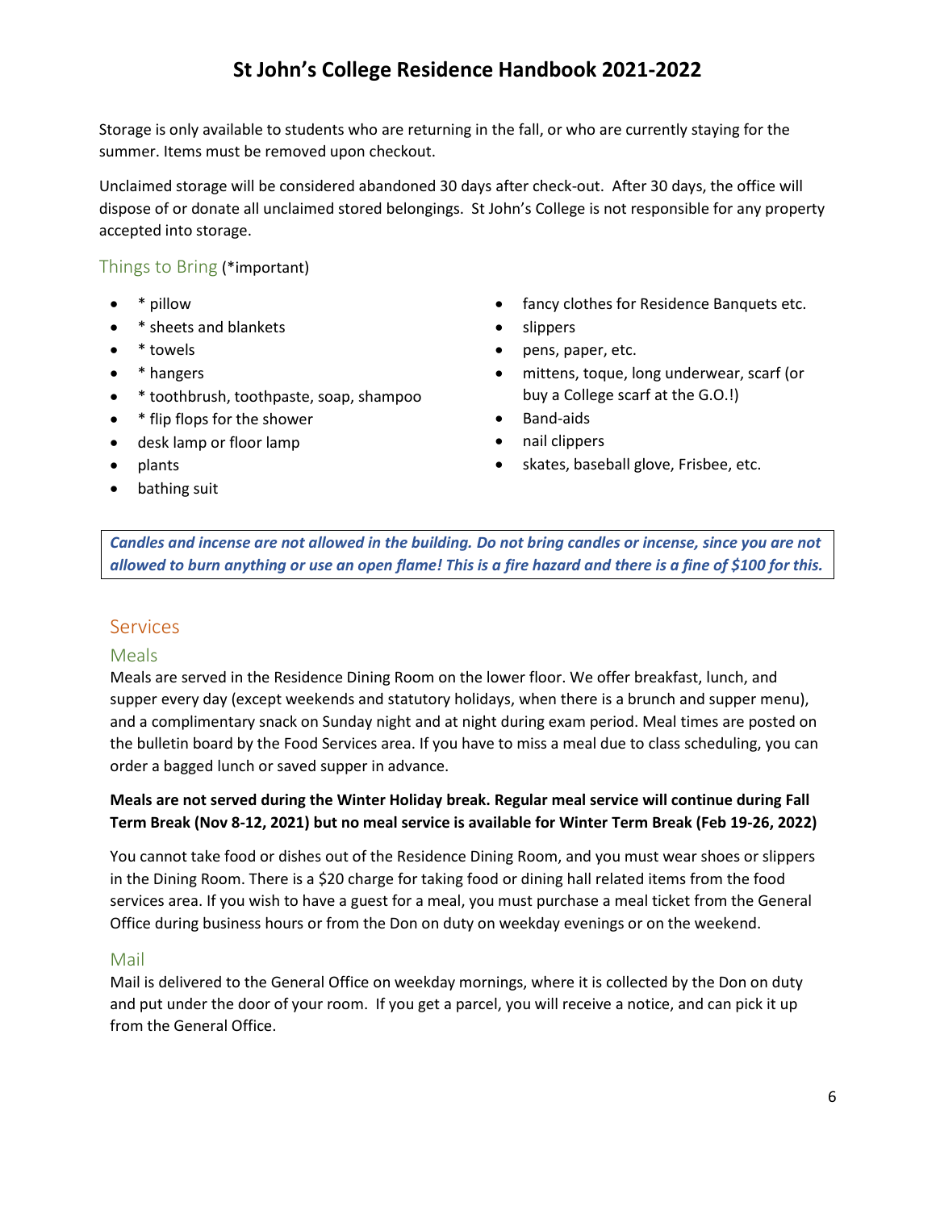Storage is only available to students who are returning in the fall, or who are currently staying for the summer. Items must be removed upon checkout.

Unclaimed storage will be considered abandoned 30 days after check-out. After 30 days, the office will dispose of or donate all unclaimed stored belongings. St John's College is not responsible for any property accepted into storage.

### Things to Bring (*important)

- * pillow
- * sheets and blankets
- * towels
- * hangers
- * toothbrush, toothpaste, soap, shampoo
- * flip flops for the shower
- desk lamp or floor lamp
- plants
- bathing suit
- fancy clothes for Residence Banquets etc.
- slippers
- pens, paper, etc.
- mittens, toque, long underwear, scarf (or buy a College scarf at the G.O.!)
- Band-aids
- nail clippers
- skates, baseball glove, Frisbee, etc.

***Candles and incense are not allowed in the building. Do not bring candles or incense, since you are not allowed to burn anything or use an open flame! This is a fire hazard and there is a fine of $100 for this.***

## Services

### Meals

Meals are served in the Residence Dining Room on the lower floor. We offer breakfast, lunch, and supper every day (except weekends and statutory holidays, when there is a brunch and supper menu), and a complimentary snack on Sunday night and at night during exam period. Meal times are posted on the bulletin board by the Food Services area. If you have to miss a meal due to class scheduling, you can order a bagged lunch or saved supper in advance.

**Meals are not served during the Winter Holiday break. Regular meal service will continue during Fall Term Break (Nov 8-12, 2021) but no meal service is available for Winter Term Break (Feb 19-26, 2022)**

You cannot take food or dishes out of the Residence Dining Room, and you must wear shoes or slippers in the Dining Room. There is a $20 charge for taking food or dining hall related items from the food services area. If you wish to have a guest for a meal, you must purchase a meal ticket from the General Office during business hours or from the Don on duty on weekday evenings or on the weekend.

### Mail

Mail is delivered to the General Office on weekday mornings, where it is collected by the Don on duty and put under the door of your room. If you get a parcel, you will receive a notice, and can pick it up from the General Office.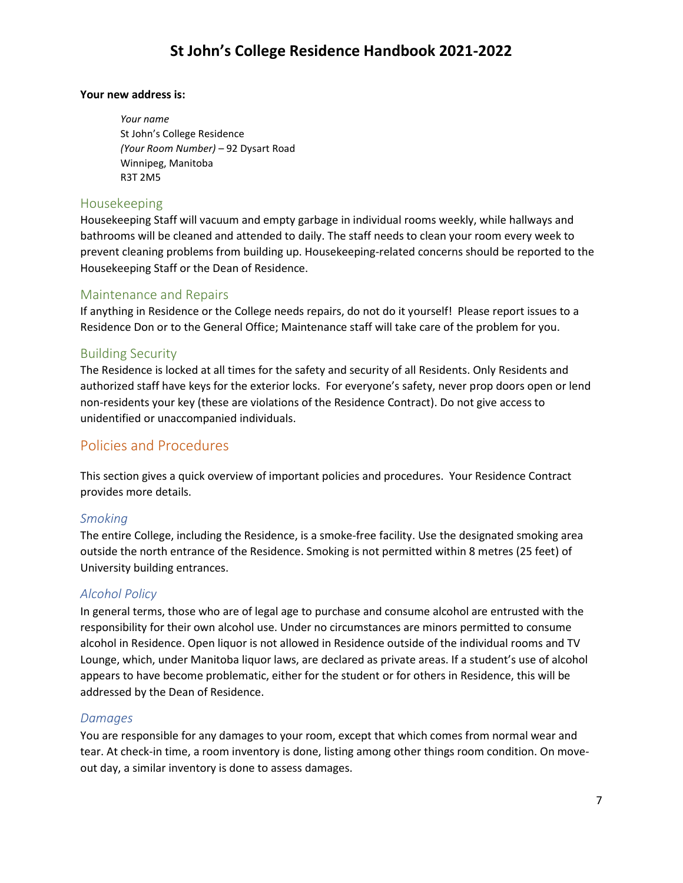**Your new address is:**

> *Your name*
> St John's College Residence
> *(Your Room Number)* – 92 Dysart Road
> Winnipeg, Manitoba
> R3T 2M5

## Housekeeping

Housekeeping Staff will vacuum and empty garbage in individual rooms weekly, while hallways and bathrooms will be cleaned and attended to daily. The staff needs to clean your room every week to prevent cleaning problems from building up. Housekeeping-related concerns should be reported to the Housekeeping Staff or the Dean of Residence.

## Maintenance and Repairs

If anything in Residence or the College needs repairs, do not do it yourself! Please report issues to a Residence Don or to the General Office; Maintenance staff will take care of the problem for you.

## Building Security

The Residence is locked at all times for the safety and security of all Residents. Only Residents and authorized staff have keys for the exterior locks. For everyone's safety, never prop doors open or lend non-residents your key (these are violations of the Residence Contract). Do not give access to unidentified or unaccompanied individuals.

# Policies and Procedures

This section gives a quick overview of important policies and procedures. Your Residence Contract provides more details.

### *Smoking*

The entire College, including the Residence, is a smoke-free facility. Use the designated smoking area outside the north entrance of the Residence. Smoking is not permitted within 8 metres (25 feet) of University building entrances.

### *Alcohol Policy*

In general terms, those who are of legal age to purchase and consume alcohol are entrusted with the responsibility for their own alcohol use. Under no circumstances are minors permitted to consume alcohol in Residence. Open liquor is not allowed in Residence outside of the individual rooms and TV Lounge, which, under Manitoba liquor laws, are declared as private areas. If a student's use of alcohol appears to have become problematic, either for the student or for others in Residence, this will be addressed by the Dean of Residence.

### *Damages*

You are responsible for any damages to your room, except that which comes from normal wear and tear. At check-in time, a room inventory is done, listing among other things room condition. On move-out day, a similar inventory is done to assess damages.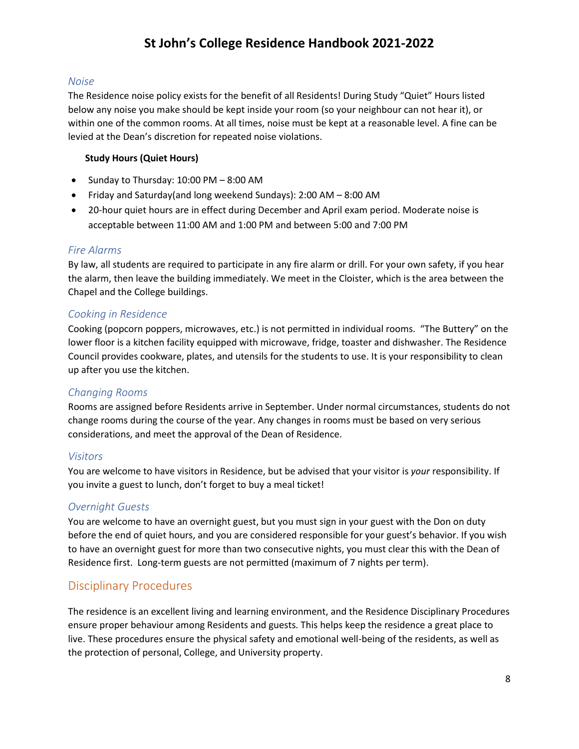### *Noise*

The Residence noise policy exists for the benefit of all Residents! During Study "Quiet" Hours listed below any noise you make should be kept inside your room (so your neighbour can not hear it), or within one of the common rooms. At all times, noise must be kept at a reasonable level. A fine can be levied at the Dean's discretion for repeated noise violations.

**Study Hours (Quiet Hours)**

- Sunday to Thursday: 10:00 PM – 8:00 AM
- Friday and Saturday(and long weekend Sundays): 2:00 AM – 8:00 AM
- 20-hour quiet hours are in effect during December and April exam period. Moderate noise is acceptable between 11:00 AM and 1:00 PM and between 5:00 and 7:00 PM

### *Fire Alarms*

By law, all students are required to participate in any fire alarm or drill. For your own safety, if you hear the alarm, then leave the building immediately. We meet in the Cloister, which is the area between the Chapel and the College buildings.

### *Cooking in Residence*

Cooking (popcorn poppers, microwaves, etc.) is not permitted in individual rooms. "The Buttery" on the lower floor is a kitchen facility equipped with microwave, fridge, toaster and dishwasher. The Residence Council provides cookware, plates, and utensils for the students to use. It is your responsibility to clean up after you use the kitchen.

### *Changing Rooms*

Rooms are assigned before Residents arrive in September. Under normal circumstances, students do not change rooms during the course of the year. Any changes in rooms must be based on very serious considerations, and meet the approval of the Dean of Residence.

### *Visitors*

You are welcome to have visitors in Residence, but be advised that your visitor is *your* responsibility. If you invite a guest to lunch, don't forget to buy a meal ticket!

### *Overnight Guests*

You are welcome to have an overnight guest, but you must sign in your guest with the Don on duty before the end of quiet hours, and you are considered responsible for your guest's behavior. If you wish to have an overnight guest for more than two consecutive nights, you must clear this with the Dean of Residence first. Long-term guests are not permitted (maximum of 7 nights per term).

## Disciplinary Procedures

The residence is an excellent living and learning environment, and the Residence Disciplinary Procedures ensure proper behaviour among Residents and guests. This helps keep the residence a great place to live. These procedures ensure the physical safety and emotional well-being of the residents, as well as the protection of personal, College, and University property.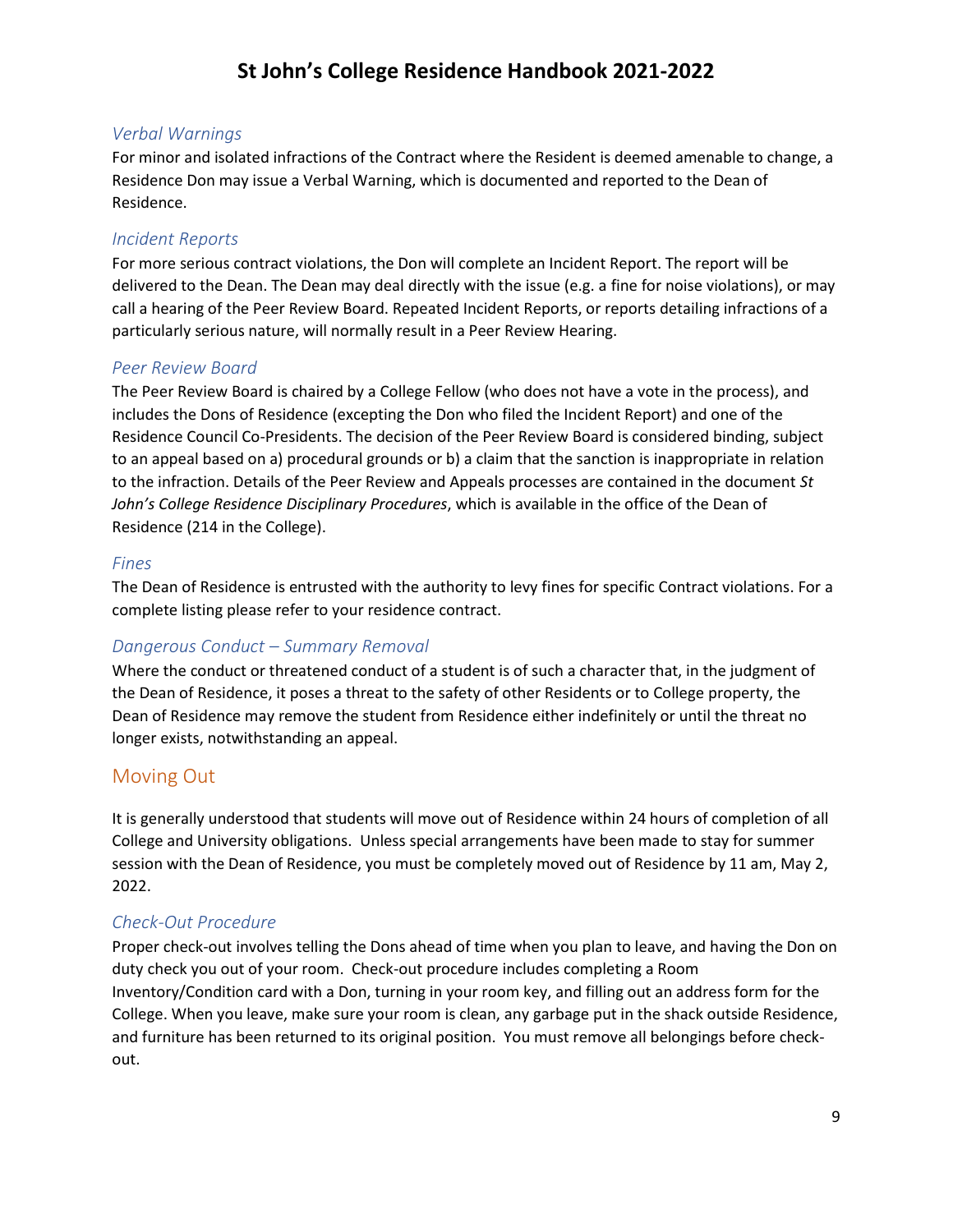### *Verbal Warnings*

For minor and isolated infractions of the Contract where the Resident is deemed amenable to change, a Residence Don may issue a Verbal Warning, which is documented and reported to the Dean of Residence.

### *Incident Reports*

For more serious contract violations, the Don will complete an Incident Report. The report will be delivered to the Dean. The Dean may deal directly with the issue (e.g. a fine for noise violations), or may call a hearing of the Peer Review Board. Repeated Incident Reports, or reports detailing infractions of a particularly serious nature, will normally result in a Peer Review Hearing.

### *Peer Review Board*

The Peer Review Board is chaired by a College Fellow (who does not have a vote in the process), and includes the Dons of Residence (excepting the Don who filed the Incident Report) and one of the Residence Council Co-Presidents. The decision of the Peer Review Board is considered binding, subject to an appeal based on a) procedural grounds or b) a claim that the sanction is inappropriate in relation to the infraction. Details of the Peer Review and Appeals processes are contained in the document *St John's College Residence Disciplinary Procedures*, which is available in the office of the Dean of Residence (214 in the College).

### *Fines*

The Dean of Residence is entrusted with the authority to levy fines for specific Contract violations. For a complete listing please refer to your residence contract.

### *Dangerous Conduct – Summary Removal*

Where the conduct or threatened conduct of a student is of such a character that, in the judgment of the Dean of Residence, it poses a threat to the safety of other Residents or to College property, the Dean of Residence may remove the student from Residence either indefinitely or until the threat no longer exists, notwithstanding an appeal.

## Moving Out

It is generally understood that students will move out of Residence within 24 hours of completion of all College and University obligations. Unless special arrangements have been made to stay for summer session with the Dean of Residence, you must be completely moved out of Residence by 11 am, May 2, 2022.

### *Check-Out Procedure*

Proper check-out involves telling the Dons ahead of time when you plan to leave, and having the Don on duty check you out of your room. Check-out procedure includes completing a Room Inventory/Condition card with a Don, turning in your room key, and filling out an address form for the College. When you leave, make sure your room is clean, any garbage put in the shack outside Residence, and furniture has been returned to its original position. You must remove all belongings before check-out.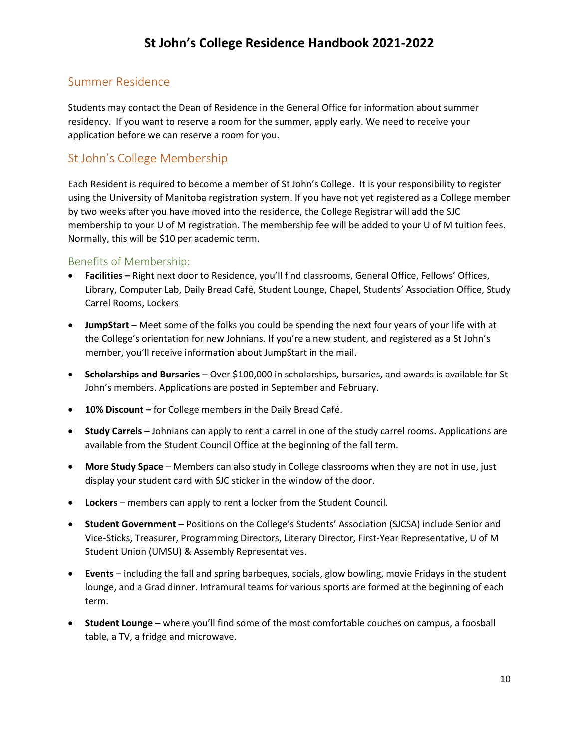## Summer Residence

Students may contact the Dean of Residence in the General Office for information about summer residency. If you want to reserve a room for the summer, apply early. We need to receive your application before we can reserve a room for you.

## St John's College Membership

Each Resident is required to become a member of St John's College. It is your responsibility to register using the University of Manitoba registration system. If you have not yet registered as a College member by two weeks after you have moved into the residence, the College Registrar will add the SJC membership to your U of M registration. The membership fee will be added to your U of M tuition fees. Normally, this will be $10 per academic term.

### Benefits of Membership:

- **Facilities –** Right next door to Residence, you'll find classrooms, General Office, Fellows' Offices, Library, Computer Lab, Daily Bread Café, Student Lounge, Chapel, Students' Association Office, Study Carrel Rooms, Lockers
- **JumpStart** – Meet some of the folks you could be spending the next four years of your life with at the College's orientation for new Johnians. If you're a new student, and registered as a St John's member, you'll receive information about JumpStart in the mail.
- **Scholarships and Bursaries** – Over $100,000 in scholarships, bursaries, and awards is available for St John's members. Applications are posted in September and February.
- **10% Discount –** for College members in the Daily Bread Café.
- **Study Carrels –** Johnians can apply to rent a carrel in one of the study carrel rooms. Applications are available from the Student Council Office at the beginning of the fall term.
- **More Study Space** – Members can also study in College classrooms when they are not in use, just display your student card with SJC sticker in the window of the door.
- **Lockers** – members can apply to rent a locker from the Student Council.
- **Student Government** – Positions on the College's Students' Association (SJCSA) include Senior and Vice-Sticks, Treasurer, Programming Directors, Literary Director, First-Year Representative, U of M Student Union (UMSU) & Assembly Representatives.
- **Events** – including the fall and spring barbeques, socials, glow bowling, movie Fridays in the student lounge, and a Grad dinner. Intramural teams for various sports are formed at the beginning of each term.
- **Student Lounge** – where you'll find some of the most comfortable couches on campus, a foosball table, a TV, a fridge and microwave.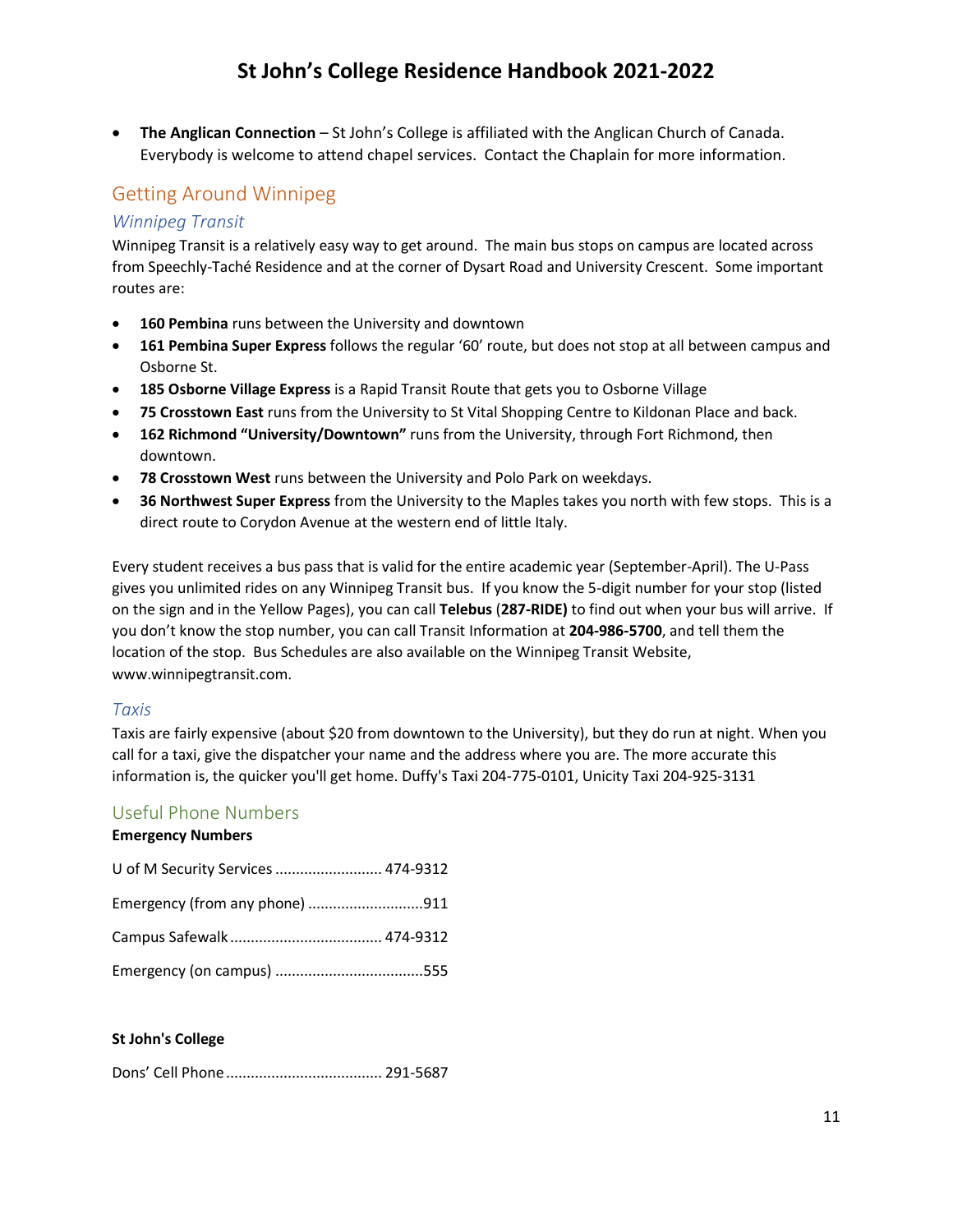- **The Anglican Connection** – St John's College is affiliated with the Anglican Church of Canada. Everybody is welcome to attend chapel services. Contact the Chaplain for more information.

## Getting Around Winnipeg

### *Winnipeg Transit*

Winnipeg Transit is a relatively easy way to get around. The main bus stops on campus are located across from Speechly-Taché Residence and at the corner of Dysart Road and University Crescent. Some important routes are:

- **160 Pembina** runs between the University and downtown
- **161 Pembina Super Express** follows the regular '60' route, but does not stop at all between campus and Osborne St.
- **185 Osborne Village Express** is a Rapid Transit Route that gets you to Osborne Village
- **75 Crosstown East** runs from the University to St Vital Shopping Centre to Kildonan Place and back.
- **162 Richmond "University/Downtown"** runs from the University, through Fort Richmond, then downtown.
- **78 Crosstown West** runs between the University and Polo Park on weekdays.
- **36 Northwest Super Express** from the University to the Maples takes you north with few stops. This is a direct route to Corydon Avenue at the western end of little Italy.

Every student receives a bus pass that is valid for the entire academic year (September-April). The U-Pass gives you unlimited rides on any Winnipeg Transit bus. If you know the 5-digit number for your stop (listed on the sign and in the Yellow Pages), you can call **Telebus** (**287-RIDE)** to find out when your bus will arrive. If you don't know the stop number, you can call Transit Information at **204-986-5700**, and tell them the location of the stop. Bus Schedules are also available on the Winnipeg Transit Website, www.winnipegtransit.com.

### *Taxis*

Taxis are fairly expensive (about $20 from downtown to the University), but they do run at night. When you call for a taxi, give the dispatcher your name and the address where you are. The more accurate this information is, the quicker you'll get home. Duffy's Taxi 204-775-0101, Unicity Taxi 204-925-3131

## Useful Phone Numbers

**Emergency Numbers**

U of M Security Services .......................... 474-9312

Emergency (from any phone) ............................911

Campus Safewalk..................................... 474-9312

Emergency (on campus) ....................................555

**St John's College**

Dons' Cell Phone...................................... 291-5687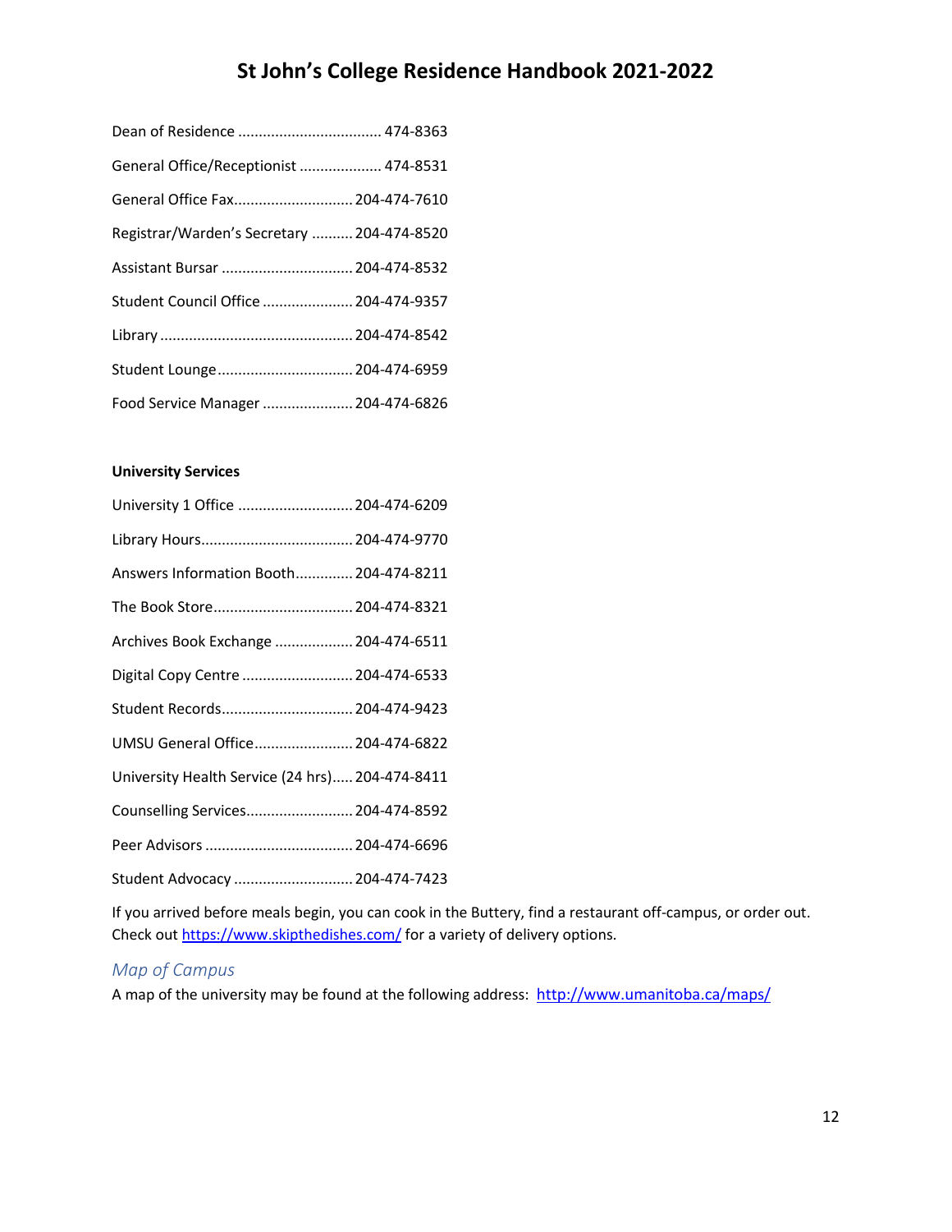Dean of Residence .................................. 474-8363

General Office/Receptionist .................... 474-8531

General Office Fax............................ 204-474-7610

Registrar/Warden's Secretary .......... 204-474-8520

Assistant Bursar ................................ 204-474-8532

Student Council Office ...................... 204-474-9357

Library ............................................... 204-474-8542

Student Lounge................................. 204-474-6959

Food Service Manager ...................... 204-474-6826

**University Services**

University 1 Office ............................ 204-474-6209

Library Hours..................................... 204-474-9770

Answers Information Booth.............. 204-474-8211

The Book Store.................................. 204-474-8321

Archives Book Exchange ................... 204-474-6511

Digital Copy Centre ........................... 204-474-6533

Student Records................................ 204-474-9423

UMSU General Office........................ 204-474-6822

University Health Service (24 hrs)..... 204-474-8411

Counselling Services.......................... 204-474-8592

Peer Advisors .................................... 204-474-6696

Student Advocacy ............................. 204-474-7423

If you arrived before meals begin, you can cook in the Buttery, find a restaurant off-campus, or order out. Check out https://www.skipthedishes.com/ for a variety of delivery options.

### *Map of Campus*

A map of the university may be found at the following address: http://www.umanitoba.ca/maps/